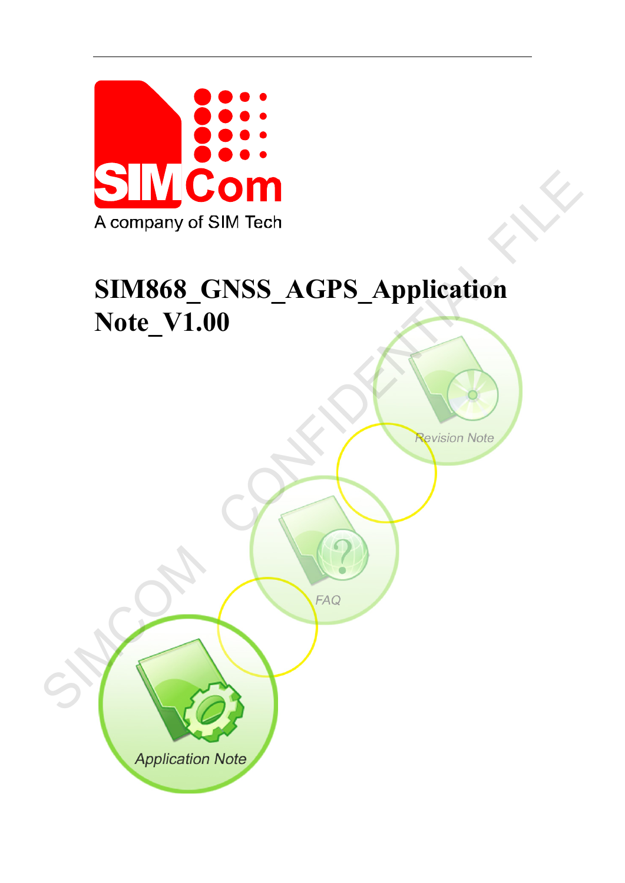# SIM868_GNSS_AGPS_Application Note_V1.00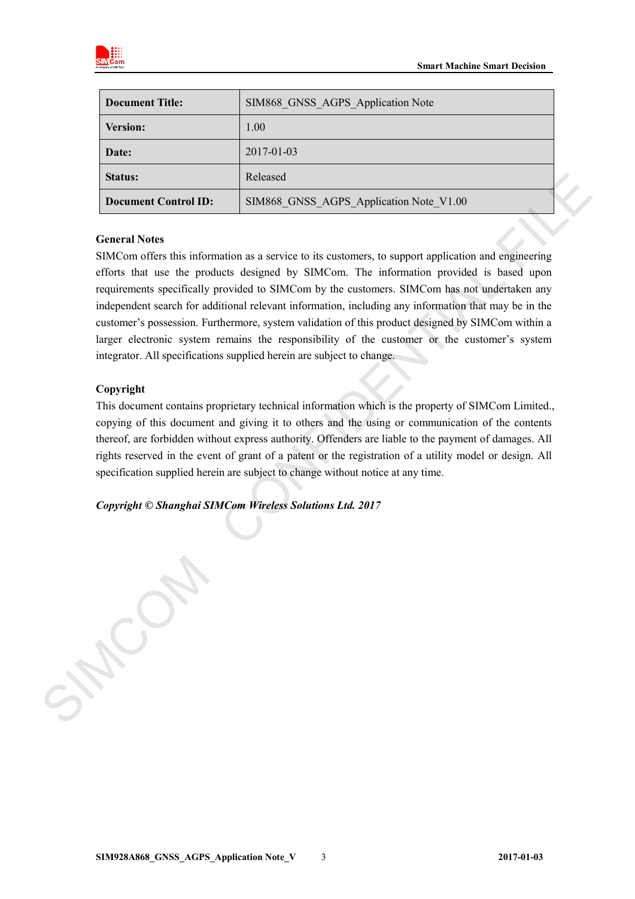| Document Title: | SIM868_GNSS_AGPS_Application Note |
|---|---|
| Version: | 1.00 |
| Date: | 2017-01-03 |
| Status: | Released |
| Document Control ID: | SIM868_GNSS_AGPS_Application Note_V1.00 |

**General Notes**

SIMCom offers this information as a service to its customers, to support application and engineering efforts that use the products designed by SIMCom. The information provided is based upon requirements specifically provided to SIMCom by the customers. SIMCom has not undertaken any independent search for additional relevant information, including any information that may be in the customer's possession. Furthermore, system validation of this product designed by SIMCom within a larger electronic system remains the responsibility of the customer or the customer's system integrator. All specifications supplied herein are subject to change.

**Copyright**

This document contains proprietary technical information which is the property of SIMCom Limited., copying of this document and giving it to others and the using or communication of the contents thereof, are forbidden without express authority. Offenders are liable to the payment of damages. All rights reserved in the event of grant of a patent or the registration of a utility model or design. All specification supplied herein are subject to change without notice at any time.

***Copyright © Shanghai SIMCom Wireless Solutions Ltd. 2017***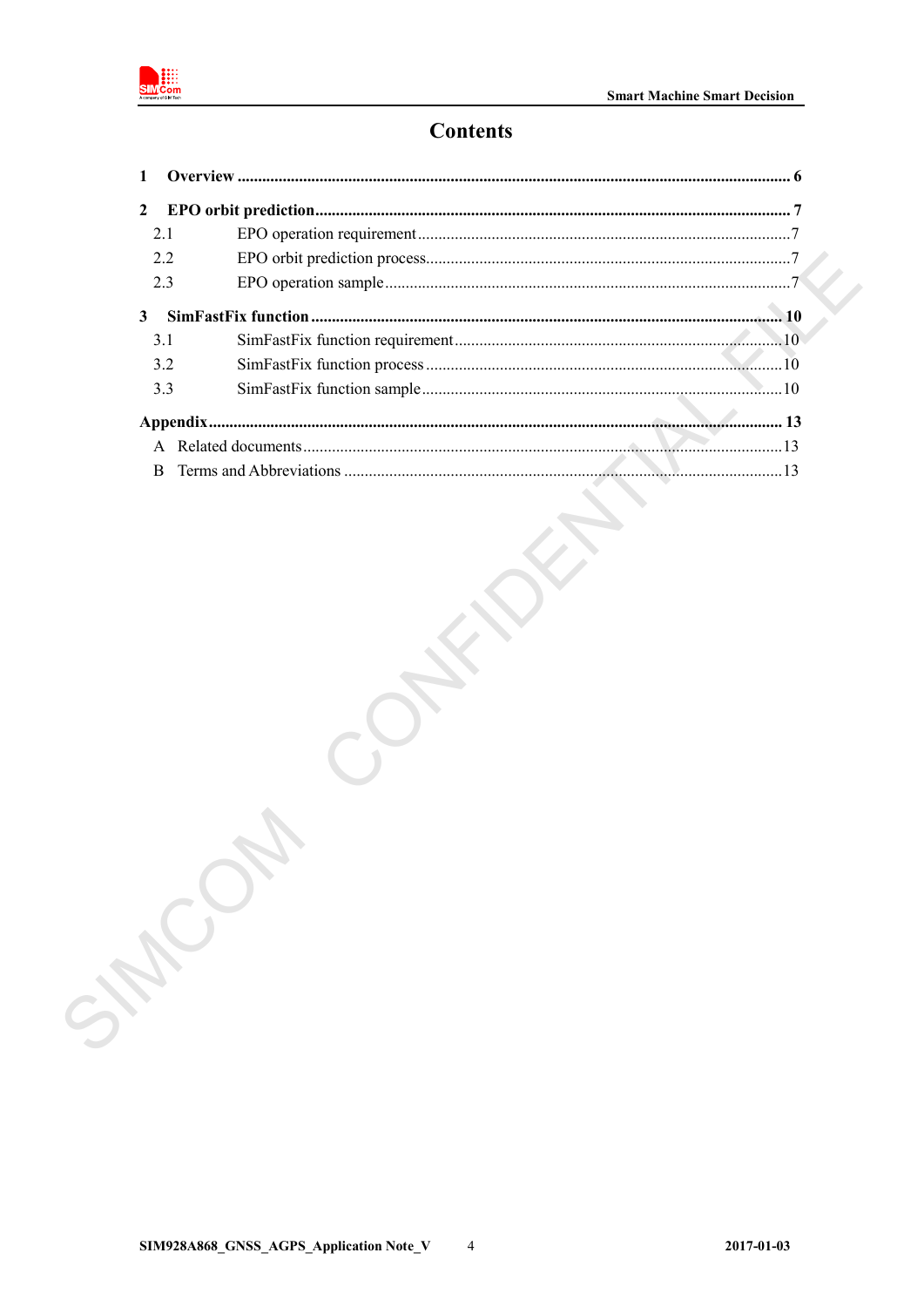# Contents

**1 Overview** ..................................................................................................................................... **6**

**2 EPO orbit prediction** ................................................................................................................. **7**

- 2.1 EPO operation requirement .........................................................................................7
- 2.2 EPO orbit prediction process.......................................................................................7
- 2.3 EPO operation sample .................................................................................................7

**3 SimFastFix function** ................................................................................................................ **10**

- 3.1 SimFastFix function requirement ...............................................................................10
- 3.2 SimFastFix function process .....................................................................................10
- 3.3 SimFastFix function sample ......................................................................................10

**Appendix** ........................................................................................................................................ **13**

- A Related documents ...................................................................................................13
- B Terms and Abbreviations ..........................................................................................13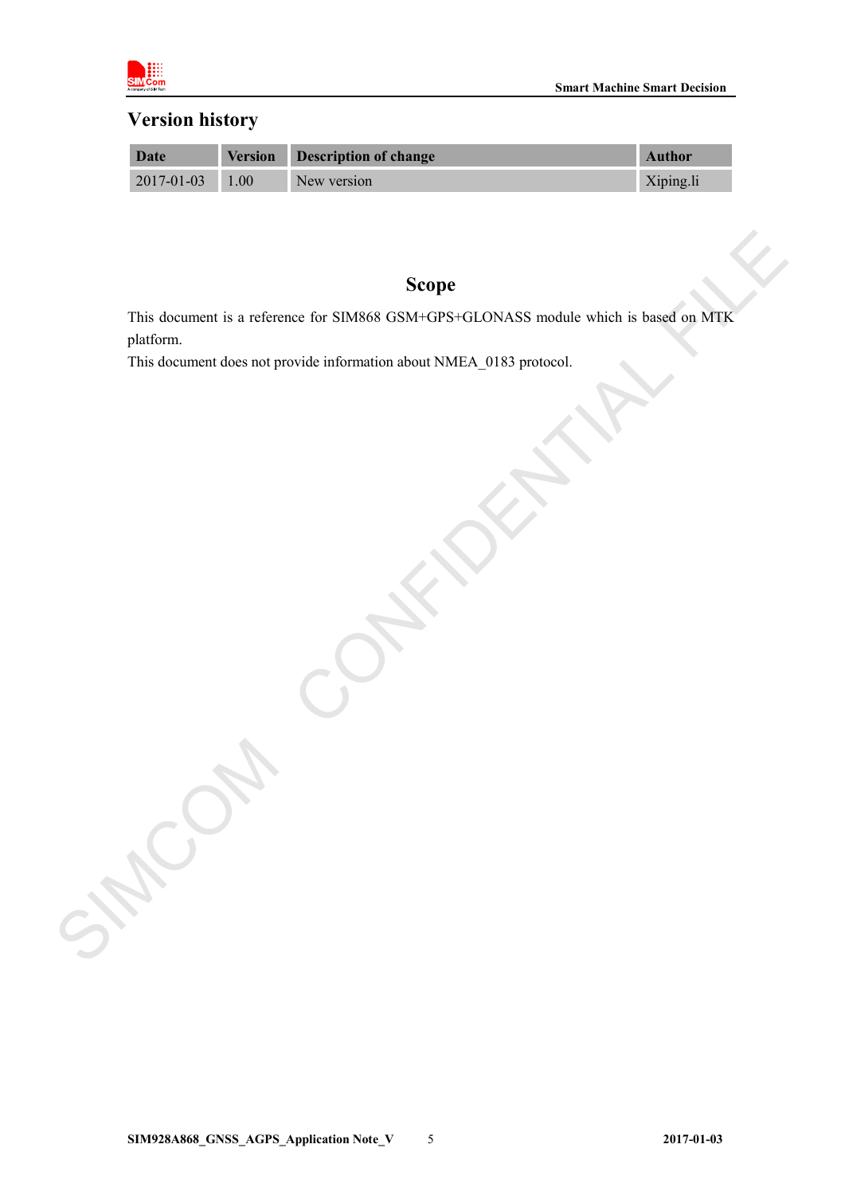## Version history

| Date | Version | Description of change | Author |
|---|---|---|---|
| 2017-01-03 | 1.00 | New version | Xiping.li |

## Scope

This document is a reference for SIM868 GSM+GPS+GLONASS module which is based on MTK platform.

This document does not provide information about NMEA_0183 protocol.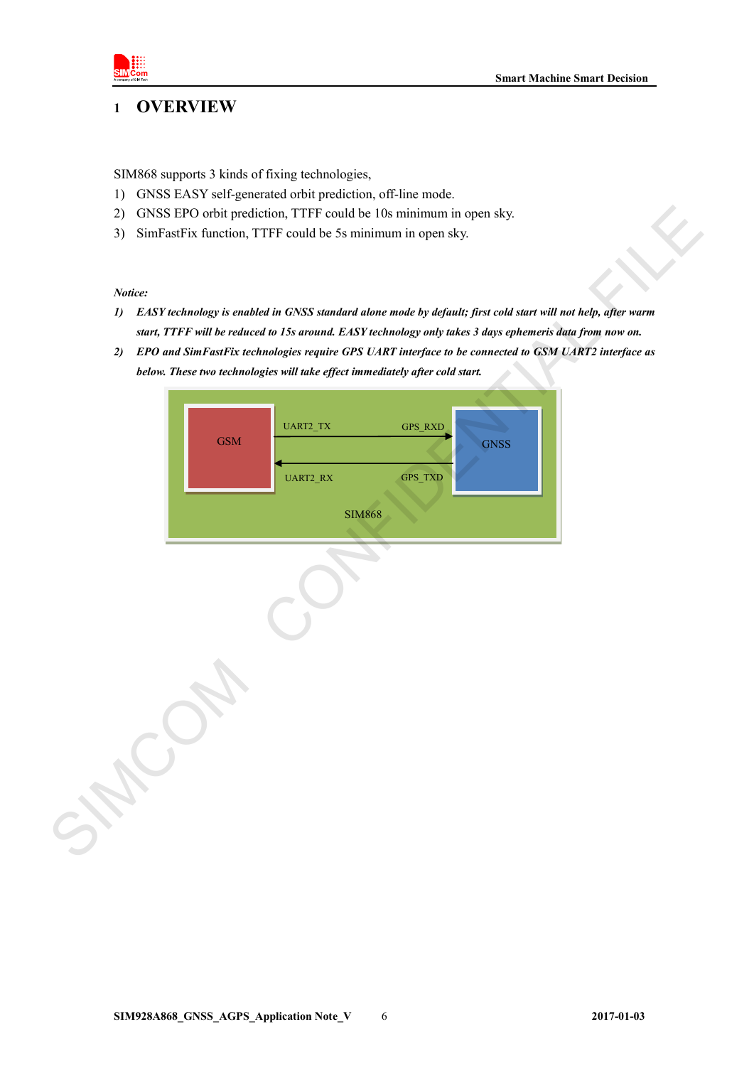# 1 OVERVIEW

SIM868 supports 3 kinds of fixing technologies,

1) GNSS EASY self-generated orbit prediction, off-line mode.
2) GNSS EPO orbit prediction, TTFF could be 10s minimum in open sky.
3) SimFastFix function, TTFF could be 5s minimum in open sky.

***Notice:***

1) ***EASY technology is enabled in GNSS standard alone mode by default; first cold start will not help, after warm start, TTFF will be reduced to 15s around. EASY technology only takes 3 days ephemeris data from now on.***
2) ***EPO and SimFastFix technologies require GPS UART interface to be connected to GSM UART2 interface as below. These two technologies will take effect immediately after cold start.***

GSM — UART2_TX → GPS_RXD — GNSS

GSM ← UART2_RX — GPS_TXD — GNSS

SIM868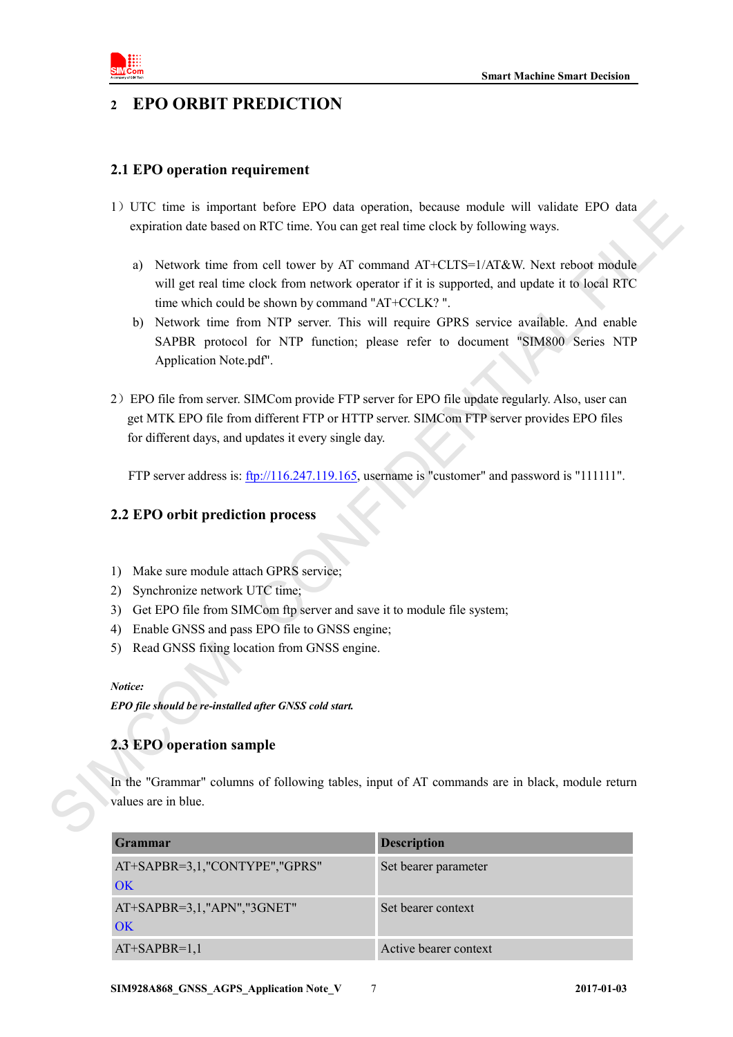# 2 EPO ORBIT PREDICTION

## 2.1 EPO operation requirement

1）UTC time is important before EPO data operation, because module will validate EPO data expiration date based on RTC time. You can get real time clock by following ways.

a) Network time from cell tower by AT command AT+CLTS=1/AT&W. Next reboot module will get real time clock from network operator if it is supported, and update it to local RTC time which could be shown by command "AT+CCLK? ".

b) Network time from NTP server. This will require GPRS service available. And enable SAPBR protocol for NTP function; please refer to document "SIM800 Series NTP Application Note.pdf".

2）EPO file from server. SIMCom provide FTP server for EPO file update regularly. Also, user can get MTK EPO file from different FTP or HTTP server. SIMCom FTP server provides EPO files for different days, and updates it every single day.

FTP server address is: ftp://116.247.119.165, username is "customer" and password is "111111".

## 2.2 EPO orbit prediction process

1) Make sure module attach GPRS service;
2) Synchronize network UTC time;
3) Get EPO file from SIMCom ftp server and save it to module file system;
4) Enable GNSS and pass EPO file to GNSS engine;
5) Read GNSS fixing location from GNSS engine.

***Notice:***

***EPO file should be re-installed after GNSS cold start.***

## 2.3 EPO operation sample

In the "Grammar" columns of following tables, input of AT commands are in black, module return values are in blue.

| Grammar | Description |
| --- | --- |
| AT+SAPBR=3,1,"CONTYPE","GPRS"<br>OK | Set bearer parameter |
| AT+SAPBR=3,1,"APN","3GNET"<br>OK | Set bearer context |
| AT+SAPBR=1,1 | Active bearer context |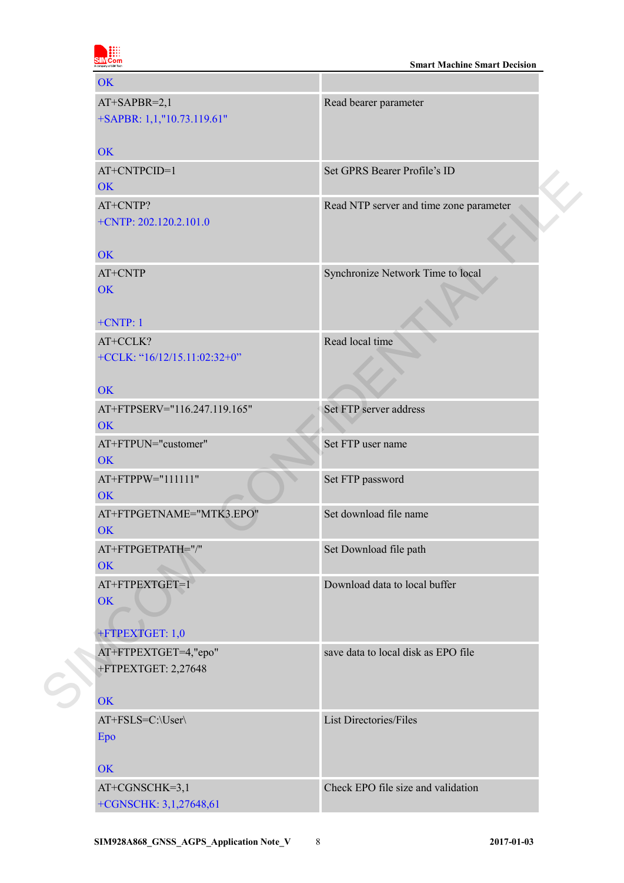| | |
|---|---|
| OK | |
| AT+SAPBR=2,1<br>+SAPBR: 1,1,"10.73.119.61"<br><br>OK | Read bearer parameter |
| AT+CNTPCID=1<br>OK | Set GPRS Bearer Profile's ID |
| AT+CNTP?<br>+CNTP: 202.120.2.101.0<br><br>OK | Read NTP server and time zone parameter |
| AT+CNTP<br>OK<br><br>+CNTP: 1 | Synchronize Network Time to local |
| AT+CCLK?<br>+CCLK: "16/12/15.11:02:32+0"<br><br>OK | Read local time |
| AT+FTPSERV="116.247.119.165"<br>OK | Set FTP server address |
| AT+FTPUN="customer"<br>OK | Set FTP user name |
| AT+FTPPW="111111"<br>OK | Set FTP password |
| AT+FTPGETNAME="MTK3.EPO"<br>OK | Set download file name |
| AT+FTPGETPATH="/"<br>OK | Set Download file path |
| AT+FTPEXTGET=1<br>OK<br><br>+FTPEXTGET: 1,0 | Download data to local buffer |
| AT+FTPEXTGET=4,"epo"<br>+FTPEXTGET: 2,27648<br><br>OK | save data to local disk as EPO file |
| AT+FSLS=C:\User\<br>Epo<br><br>OK | List Directories/Files |
| AT+CGNSCHK=3,1<br>+CGNSCHK: 3,1,27648,61 | Check EPO file size and validation |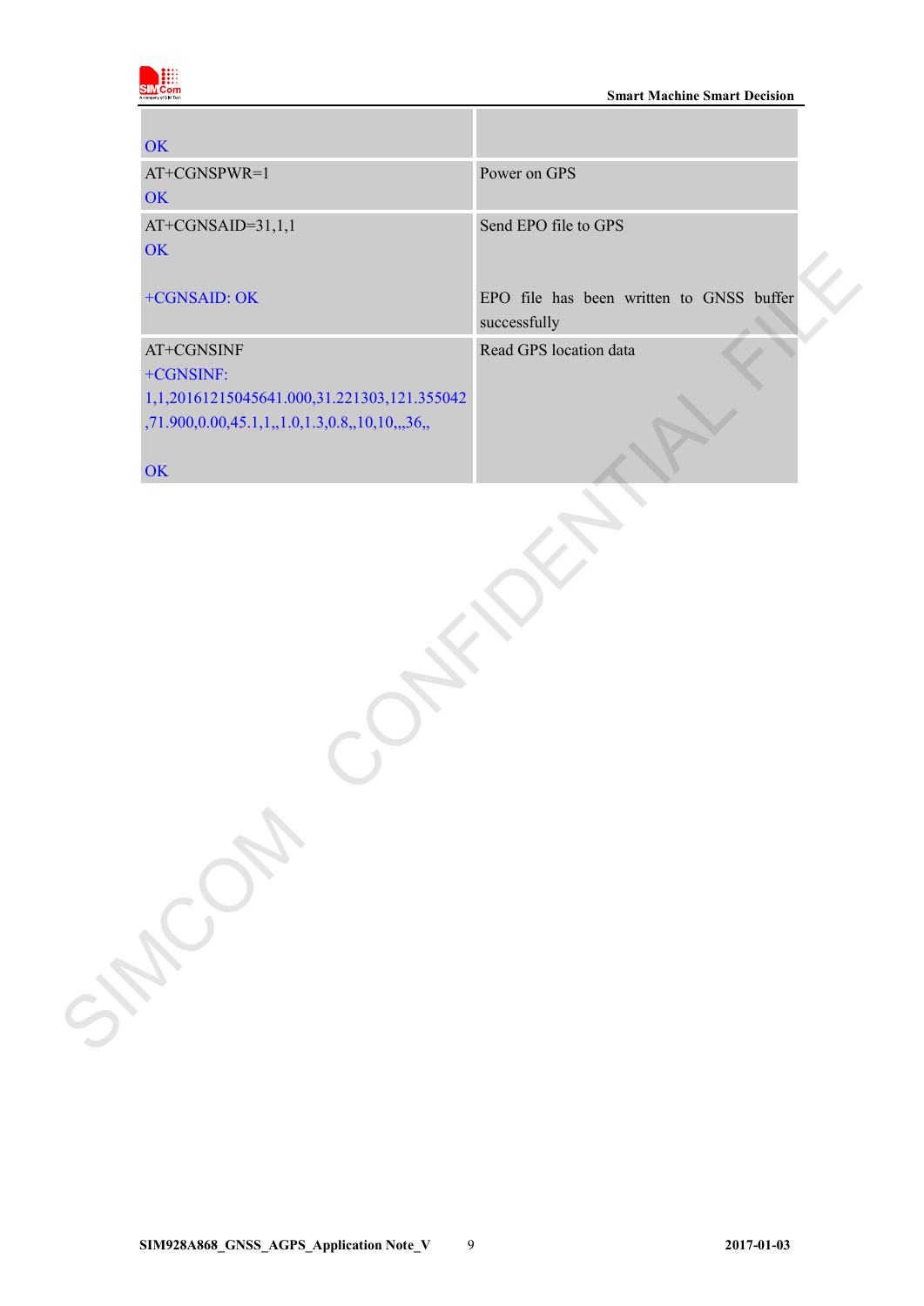| | |
|---|---|
| OK | |
| AT+CGNSPWR=1<br>OK | Power on GPS |
| AT+CGNSAID=31,1,1<br>OK<br><br>+CGNSAID: OK | Send EPO file to GPS<br><br><br>EPO file has been written to GNSS buffer successfully |
| AT+CGNSINF<br>+CGNSINF: 1,1,20161215045641.000,31.221303,121.355042,71.900,0.00,45.1,1,,1.0,1.3,0.8,,10,10,,,36,,<br><br>OK | Read GPS location data |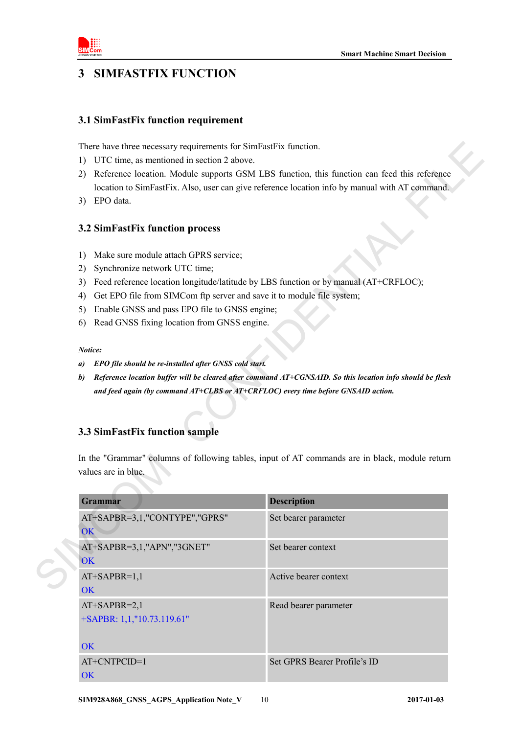# 3 SIMFASTFIX FUNCTION

## 3.1 SimFastFix function requirement

There have three necessary requirements for SimFastFix function.

1) UTC time, as mentioned in section 2 above.
2) Reference location. Module supports GSM LBS function, this function can feed this reference location to SimFastFix. Also, user can give reference location info by manual with AT command.
3) EPO data.

## 3.2 SimFastFix function process

1) Make sure module attach GPRS service;
2) Synchronize network UTC time;
3) Feed reference location longitude/latitude by LBS function or by manual (AT+CRFLOC);
4) Get EPO file from SIMCom ftp server and save it to module file system;
5) Enable GNSS and pass EPO file to GNSS engine;
6) Read GNSS fixing location from GNSS engine.

***Notice:***

***a) EPO file should be re-installed after GNSS cold start.***

***b) Reference location buffer will be cleared after command AT+CGNSAID. So this location info should be flesh and feed again (by command AT+CLBS or AT+CRFLOC) every time before GNSAID action.***

## 3.3 SimFastFix function sample

In the "Grammar" columns of following tables, input of AT commands are in black, module return values are in blue.

| Grammar | Description |
|---|---|
| AT+SAPBR=3,1,"CONTYPE","GPRS"<br>OK | Set bearer parameter |
| AT+SAPBR=3,1,"APN","3GNET"<br>OK | Set bearer context |
| AT+SAPBR=1,1<br>OK | Active bearer context |
| AT+SAPBR=2,1<br>+SAPBR: 1,1,"10.73.119.61"<br><br>OK | Read bearer parameter |
| AT+CNTPCID=1<br>OK | Set GPRS Bearer Profile's ID |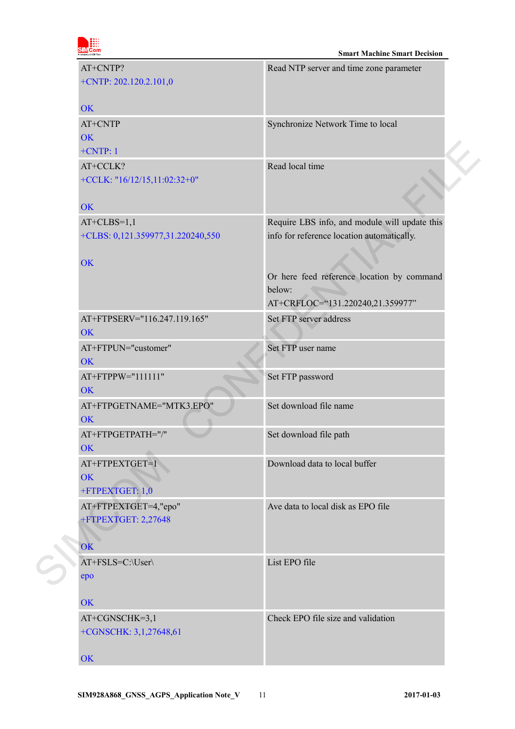| | |
|---|---|
| AT+CNTP?<br>+CNTP: 202.120.2.101,0<br><br>OK | Read NTP server and time zone parameter |
| AT+CNTP<br>OK<br>+CNTP: 1 | Synchronize Network Time to local |
| AT+CCLK?<br>+CCLK: "16/12/15,11:02:32+0"<br><br>OK | Read local time |
| AT+CLBS=1,1<br>+CLBS: 0,121.359977,31.220240,550<br><br>OK | Require LBS info, and module will update this info for reference location automatically.<br><br><br>Or here feed reference location by command below:<br>AT+CRFLOC="131.220240,21.359977" |
| AT+FTPSERV="116.247.119.165"<br>OK | Set FTP server address |
| AT+FTPUN="customer"<br>OK | Set FTP user name |
| AT+FTPPW="111111"<br>OK | Set FTP password |
| AT+FTPGETNAME="MTK3.EPO"<br>OK | Set download file name |
| AT+FTPGETPATH="/"<br>OK | Set download file path |
| AT+FTPEXTGET=1<br>OK<br>+FTPEXTGET: 1,0 | Download data to local buffer |
| AT+FTPEXTGET=4,"epo"<br>+FTPEXTGET: 2,27648<br><br>OK | Ave data to local disk as EPO file |
| AT+FSLS=C:\User\<br>epo<br><br>OK | List EPO file |
| AT+CGNSCHK=3,1<br>+CGNSCHK: 3,1,27648,61<br><br>OK | Check EPO file size and validation |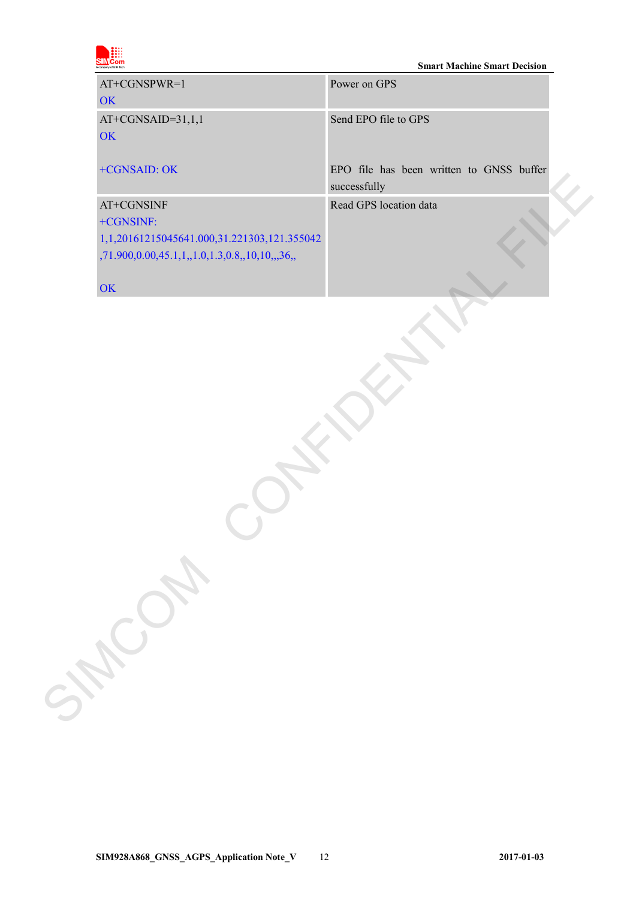| | |
|---|---|
| AT+CGNSPWR=1<br>OK | Power on GPS |
| AT+CGNSAID=31,1,1<br>OK<br><br>+CGNSAID: OK | Send EPO file to GPS<br><br><br>EPO file has been written to GNSS buffer successfully |
| AT+CGNSINF<br>+CGNSINF: 1,1,20161215045641.000,31.221303,121.355042,71.900,0.00,45.1,1,,1.0,1.3,0.8,,10,10,,,36,,<br><br>OK | Read GPS location data |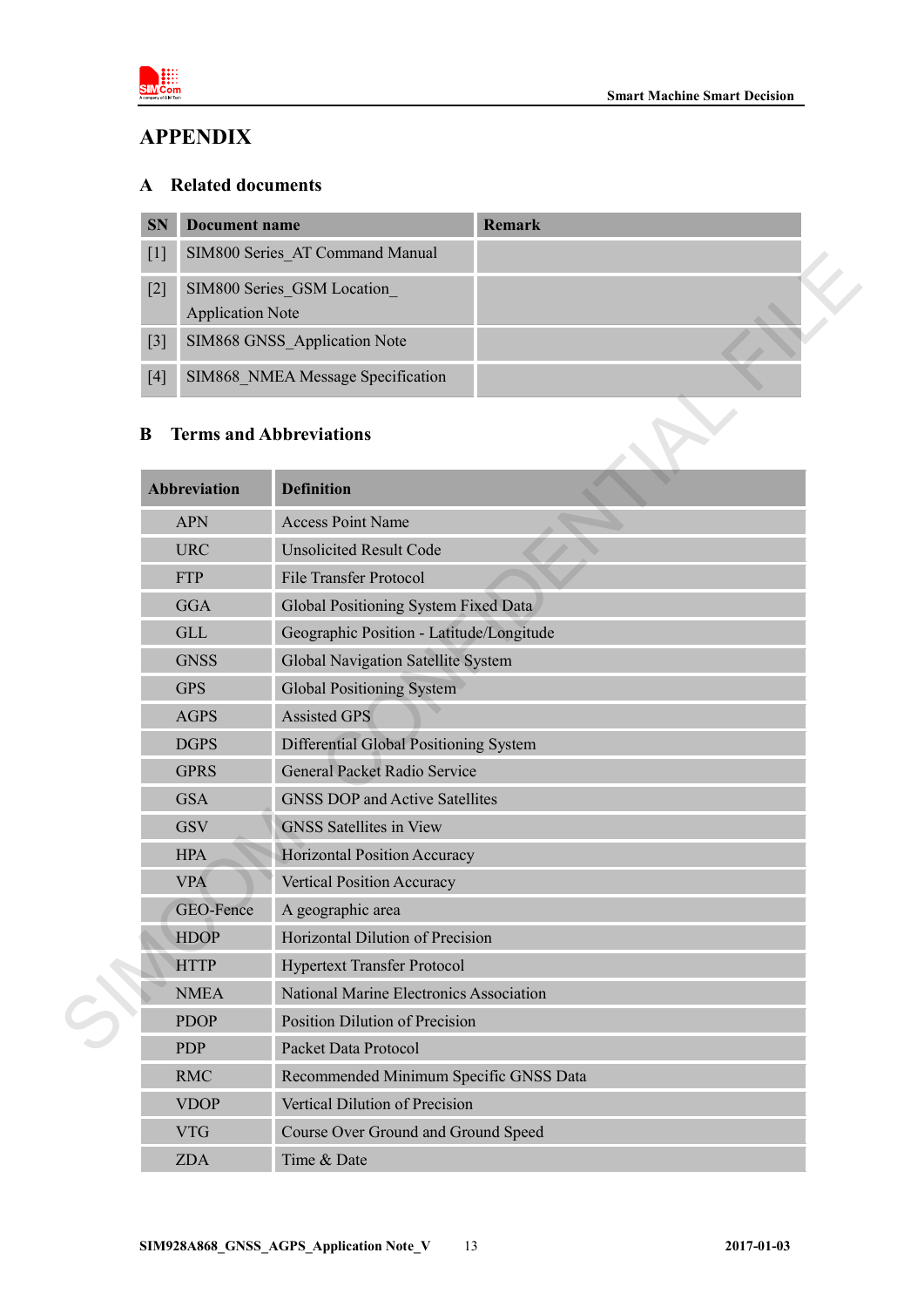# APPENDIX

## A Related documents

| SN | Document name | Remark |
|---|---|---|
| [1] | SIM800 Series_AT Command Manual | |
| [2] | SIM800 Series_GSM Location_ Application Note | |
| [3] | SIM868 GNSS_Application Note | |
| [4] | SIM868_NMEA Message Specification | |

## B Terms and Abbreviations

| Abbreviation | Definition |
|---|---|
| APN | Access Point Name |
| URC | Unsolicited Result Code |
| FTP | File Transfer Protocol |
| GGA | Global Positioning System Fixed Data |
| GLL | Geographic Position - Latitude/Longitude |
| GNSS | Global Navigation Satellite System |
| GPS | Global Positioning System |
| AGPS | Assisted GPS |
| DGPS | Differential Global Positioning System |
| GPRS | General Packet Radio Service |
| GSA | GNSS DOP and Active Satellites |
| GSV | GNSS Satellites in View |
| HPA | Horizontal Position Accuracy |
| VPA | Vertical Position Accuracy |
| GEO-Fence | A geographic area |
| HDOP | Horizontal Dilution of Precision |
| HTTP | Hypertext Transfer Protocol |
| NMEA | National Marine Electronics Association |
| PDOP | Position Dilution of Precision |
| PDP | Packet Data Protocol |
| RMC | Recommended Minimum Specific GNSS Data |
| VDOP | Vertical Dilution of Precision |
| VTG | Course Over Ground and Ground Speed |
| ZDA | Time & Date |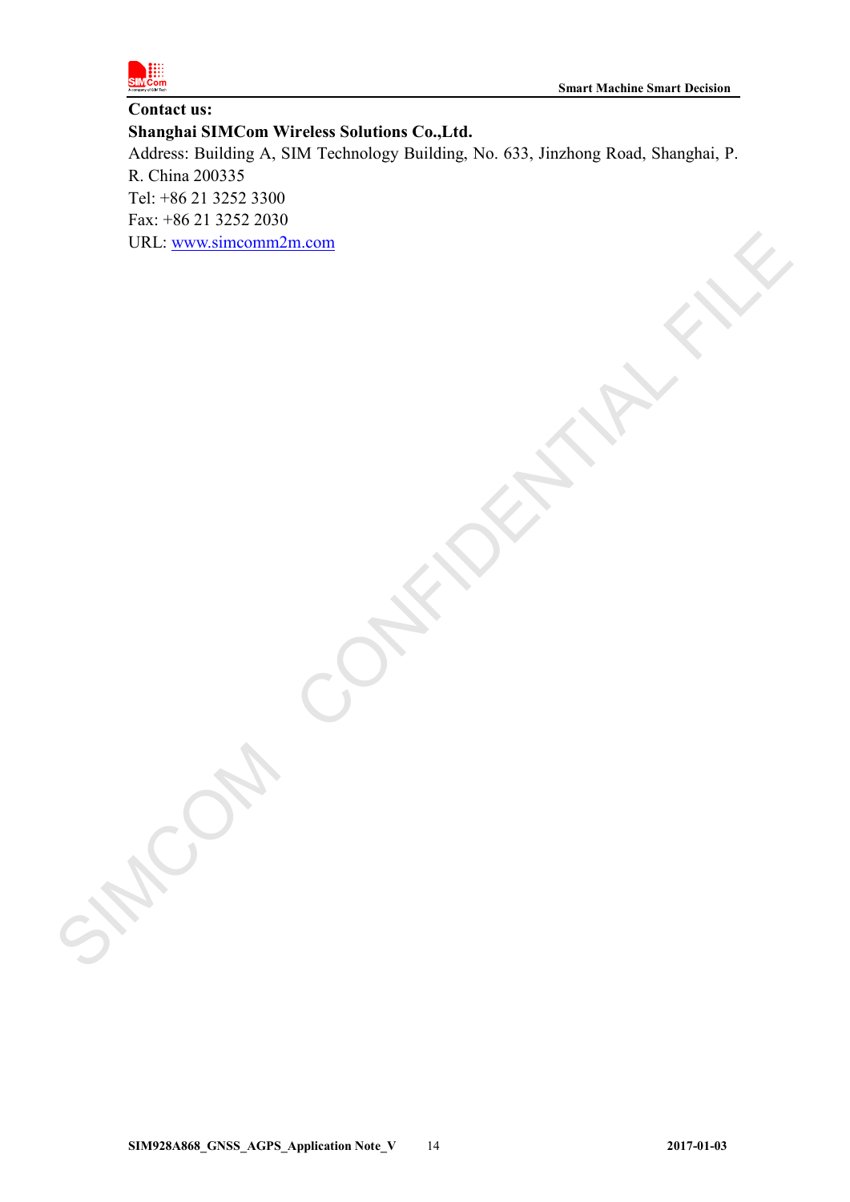**Contact us:**

**Shanghai SIMCom Wireless Solutions Co.,Ltd.**

Address: Building A, SIM Technology Building, No. 633, Jinzhong Road, Shanghai, P. R. China 200335

Tel: +86 21 3252 3300

Fax: +86 21 3252 2030

URL: [www.simcomm2m.com](http://www.simcomm2m.com)